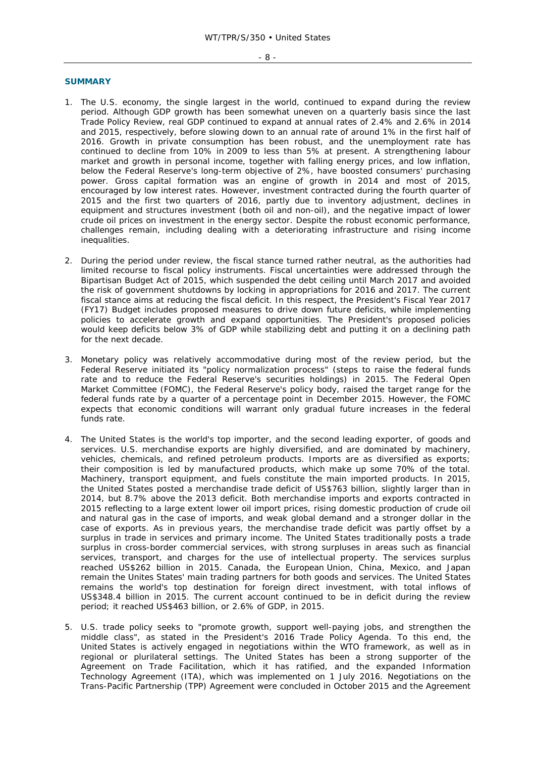## SUMMARY

1. The U.S. economy, the single largest in the world, continued to expand during the review period. Although GDP growth has been somewhat uneven on a quarterly basis since the last Trade Policy Review, real GDP continued to expand at annual rates of 2.4% and 2.6% in 2014 and 2015, respectively, before slowing down to an annual rate of around 1% in the first half of 2016. Growth in private consumption has been robust, and the unemployment rate has continued to decline from 10% in 2009 to less than 5% at present. A strengthening labour market and growth in personal income, together with falling energy prices, and low inflation, below the Federal Reserve's long-term objective of 2%, have boosted consumers' purchasing power. Gross capital formation was an engine of growth in 2014 and most of 2015, encouraged by low interest rates. However, investment contracted during the fourth quarter of 2015 and the first two quarters of 2016, partly due to inventory adjustment, declines in equipment and structures investment (both oil and non-oil), and the negative impact of lower crude oil prices on investment in the energy sector. Despite the robust economic performance, challenges remain, including dealing with a deteriorating infrastructure and rising income inequalities.

2. During the period under review, the fiscal stance turned rather neutral, as the authorities had limited recourse to fiscal policy instruments. Fiscal uncertainties were addressed through the Bipartisan Budget Act of 2015, which suspended the debt ceiling until March 2017 and avoided the risk of government shutdowns by locking in appropriations for 2016 and 2017. The current fiscal stance aims at reducing the fiscal deficit. In this respect, the President's Fiscal Year 2017 (FY17) Budget includes proposed measures to drive down future deficits, while implementing policies to accelerate growth and expand opportunities. The President's proposed policies would keep deficits below 3% of GDP while stabilizing debt and putting it on a declining path for the next decade.

3. Monetary policy was relatively accommodative during most of the review period, but the Federal Reserve initiated its "policy normalization process" (steps to raise the federal funds rate and to reduce the Federal Reserve's securities holdings) in 2015. The Federal Open Market Committee (FOMC), the Federal Reserve's policy body, raised the target range for the federal funds rate by a quarter of a percentage point in December 2015. However, the FOMC expects that economic conditions will warrant only gradual future increases in the federal funds rate.

4. The United States is the world's top importer, and the second leading exporter, of goods and services. U.S. merchandise exports are highly diversified, and are dominated by machinery, vehicles, chemicals, and refined petroleum products. Imports are as diversified as exports; their composition is led by manufactured products, which make up some 70% of the total. Machinery, transport equipment, and fuels constitute the main imported products. In 2015, the United States posted a merchandise trade deficit of US$763 billion, slightly larger than in 2014, but 8.7% above the 2013 deficit. Both merchandise imports and exports contracted in 2015 reflecting to a large extent lower oil import prices, rising domestic production of crude oil and natural gas in the case of imports, and weak global demand and a stronger dollar in the case of exports. As in previous years, the merchandise trade deficit was partly offset by a surplus in trade in services and primary income. The United States traditionally posts a trade surplus in cross-border commercial services, with strong surpluses in areas such as financial services, transport, and charges for the use of intellectual property. The services surplus reached US$262 billion in 2015. Canada, the European Union, China, Mexico, and Japan remain the Unites States' main trading partners for both goods and services. The United States remains the world's top destination for foreign direct investment, with total inflows of US$348.4 billion in 2015. The current account continued to be in deficit during the review period; it reached US$463 billion, or 2.6% of GDP, in 2015.

5. U.S. trade policy seeks to "promote growth, support well-paying jobs, and strengthen the middle class", as stated in the President's 2016 Trade Policy Agenda. To this end, the United States is actively engaged in negotiations within the WTO framework, as well as in regional or plurilateral settings. The United States has been a strong supporter of the Agreement on Trade Facilitation, which it has ratified, and the expanded Information Technology Agreement (ITA), which was implemented on 1 July 2016. Negotiations on the Trans-Pacific Partnership (TPP) Agreement were concluded in October 2015 and the Agreement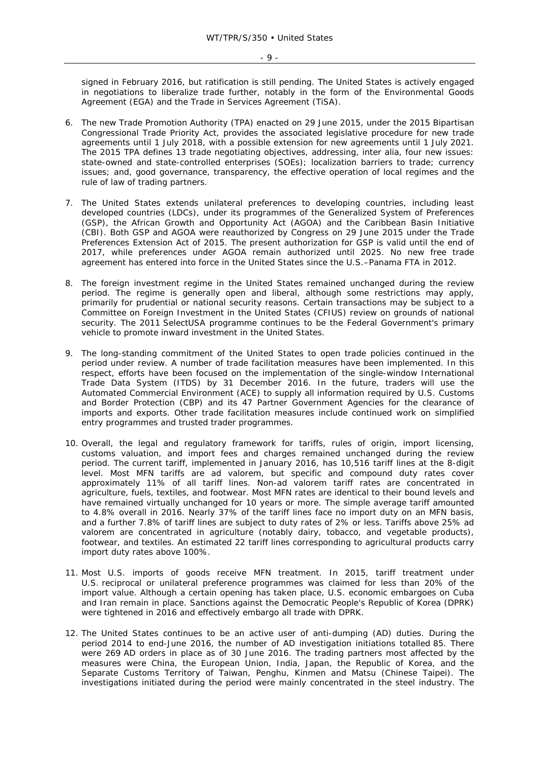signed in February 2016, but ratification is still pending. The United States is actively engaged in negotiations to liberalize trade further, notably in the form of the Environmental Goods Agreement (EGA) and the Trade in Services Agreement (TiSA).

6. The new Trade Promotion Authority (TPA) enacted on 29 June 2015, under the 2015 Bipartisan Congressional Trade Priority Act, provides the associated legislative procedure for new trade agreements until 1 July 2018, with a possible extension for new agreements until 1 July 2021. The 2015 TPA defines 13 trade negotiating objectives, addressing, inter alia, four new issues: state-owned and state-controlled enterprises (SOEs); localization barriers to trade; currency issues; and, good governance, transparency, the effective operation of local regimes and the rule of law of trading partners.

7. The United States extends unilateral preferences to developing countries, including least developed countries (LDCs), under its programmes of the Generalized System of Preferences (GSP), the African Growth and Opportunity Act (AGOA) and the Caribbean Basin Initiative (CBI). Both GSP and AGOA were reauthorized by Congress on 29 June 2015 under the Trade Preferences Extension Act of 2015. The present authorization for GSP is valid until the end of 2017, while preferences under AGOA remain authorized until 2025. No new free trade agreement has entered into force in the United States since the U.S.–Panama FTA in 2012.

8. The foreign investment regime in the United States remained unchanged during the review period. The regime is generally open and liberal, although some restrictions may apply, primarily for prudential or national security reasons. Certain transactions may be subject to a Committee on Foreign Investment in the United States (CFIUS) review on grounds of national security. The 2011 SelectUSA programme continues to be the Federal Government's primary vehicle to promote inward investment in the United States.

9. The long-standing commitment of the United States to open trade policies continued in the period under review. A number of trade facilitation measures have been implemented. In this respect, efforts have been focused on the implementation of the single-window International Trade Data System (ITDS) by 31 December 2016. In the future, traders will use the Automated Commercial Environment (ACE) to supply all information required by U.S. Customs and Border Protection (CBP) and its 47 Partner Government Agencies for the clearance of imports and exports. Other trade facilitation measures include continued work on simplified entry programmes and trusted trader programmes.

10. Overall, the legal and regulatory framework for tariffs, rules of origin, import licensing, customs valuation, and import fees and charges remained unchanged during the review period. The current tariff, implemented in January 2016, has 10,516 tariff lines at the 8-digit level. Most MFN tariffs are ad valorem, but specific and compound duty rates cover approximately 11% of all tariff lines. Non-ad valorem tariff rates are concentrated in agriculture, fuels, textiles, and footwear. Most MFN rates are identical to their bound levels and have remained virtually unchanged for 10 years or more. The simple average tariff amounted to 4.8% overall in 2016. Nearly 37% of the tariff lines face no import duty on an MFN basis, and a further 7.8% of tariff lines are subject to duty rates of 2% or less. Tariffs above 25% ad valorem are concentrated in agriculture (notably dairy, tobacco, and vegetable products), footwear, and textiles. An estimated 22 tariff lines corresponding to agricultural products carry import duty rates above 100%.

11. Most U.S. imports of goods receive MFN treatment. In 2015, tariff treatment under U.S. reciprocal or unilateral preference programmes was claimed for less than 20% of the import value. Although a certain opening has taken place, U.S. economic embargoes on Cuba and Iran remain in place. Sanctions against the Democratic People's Republic of Korea (DPRK) were tightened in 2016 and effectively embargo all trade with DPRK.

12. The United States continues to be an active user of anti-dumping (AD) duties. During the period 2014 to end-June 2016, the number of AD investigation initiations totalled 85. There were 269 AD orders in place as of 30 June 2016. The trading partners most affected by the measures were China, the European Union, India, Japan, the Republic of Korea, and the Separate Customs Territory of Taiwan, Penghu, Kinmen and Matsu (Chinese Taipei). The investigations initiated during the period were mainly concentrated in the steel industry. The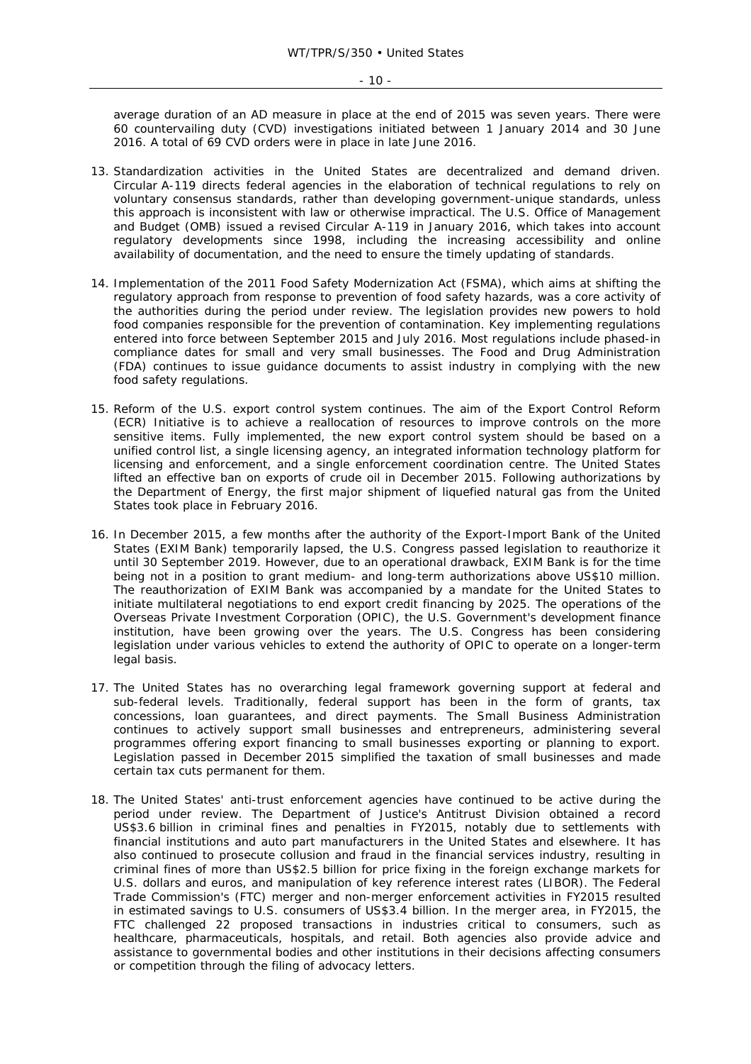average duration of an AD measure in place at the end of 2015 was seven years. There were 60 countervailing duty (CVD) investigations initiated between 1 January 2014 and 30 June 2016. A total of 69 CVD orders were in place in late June 2016.

13. Standardization activities in the United States are decentralized and demand driven. Circular A-119 directs federal agencies in the elaboration of technical regulations to rely on voluntary consensus standards, rather than developing government-unique standards, unless this approach is inconsistent with law or otherwise impractical. The U.S. Office of Management and Budget (OMB) issued a revised Circular A-119 in January 2016, which takes into account regulatory developments since 1998, including the increasing accessibility and online availability of documentation, and the need to ensure the timely updating of standards.

14. Implementation of the 2011 Food Safety Modernization Act (FSMA), which aims at shifting the regulatory approach from response to prevention of food safety hazards, was a core activity of the authorities during the period under review. The legislation provides new powers to hold food companies responsible for the prevention of contamination. Key implementing regulations entered into force between September 2015 and July 2016. Most regulations include phased-in compliance dates for small and very small businesses. The Food and Drug Administration (FDA) continues to issue guidance documents to assist industry in complying with the new food safety regulations.

15. Reform of the U.S. export control system continues. The aim of the Export Control Reform (ECR) Initiative is to achieve a reallocation of resources to improve controls on the more sensitive items. Fully implemented, the new export control system should be based on a unified control list, a single licensing agency, an integrated information technology platform for licensing and enforcement, and a single enforcement coordination centre. The United States lifted an effective ban on exports of crude oil in December 2015. Following authorizations by the Department of Energy, the first major shipment of liquefied natural gas from the United States took place in February 2016.

16. In December 2015, a few months after the authority of the Export-Import Bank of the United States (EXIM Bank) temporarily lapsed, the U.S. Congress passed legislation to reauthorize it until 30 September 2019. However, due to an operational drawback, EXIM Bank is for the time being not in a position to grant medium- and long-term authorizations above US$10 million. The reauthorization of EXIM Bank was accompanied by a mandate for the United States to initiate multilateral negotiations to end export credit financing by 2025. The operations of the Overseas Private Investment Corporation (OPIC), the U.S. Government's development finance institution, have been growing over the years. The U.S. Congress has been considering legislation under various vehicles to extend the authority of OPIC to operate on a longer-term legal basis.

17. The United States has no overarching legal framework governing support at federal and sub-federal levels. Traditionally, federal support has been in the form of grants, tax concessions, loan guarantees, and direct payments. The Small Business Administration continues to actively support small businesses and entrepreneurs, administering several programmes offering export financing to small businesses exporting or planning to export. Legislation passed in December 2015 simplified the taxation of small businesses and made certain tax cuts permanent for them.

18. The United States' anti-trust enforcement agencies have continued to be active during the period under review. The Department of Justice's Antitrust Division obtained a record US$3.6 billion in criminal fines and penalties in FY2015, notably due to settlements with financial institutions and auto part manufacturers in the United States and elsewhere. It has also continued to prosecute collusion and fraud in the financial services industry, resulting in criminal fines of more than US$2.5 billion for price fixing in the foreign exchange markets for U.S. dollars and euros, and manipulation of key reference interest rates (LIBOR). The Federal Trade Commission's (FTC) merger and non-merger enforcement activities in FY2015 resulted in estimated savings to U.S. consumers of US$3.4 billion. In the merger area, in FY2015, the FTC challenged 22 proposed transactions in industries critical to consumers, such as healthcare, pharmaceuticals, hospitals, and retail. Both agencies also provide advice and assistance to governmental bodies and other institutions in their decisions affecting consumers or competition through the filing of advocacy letters.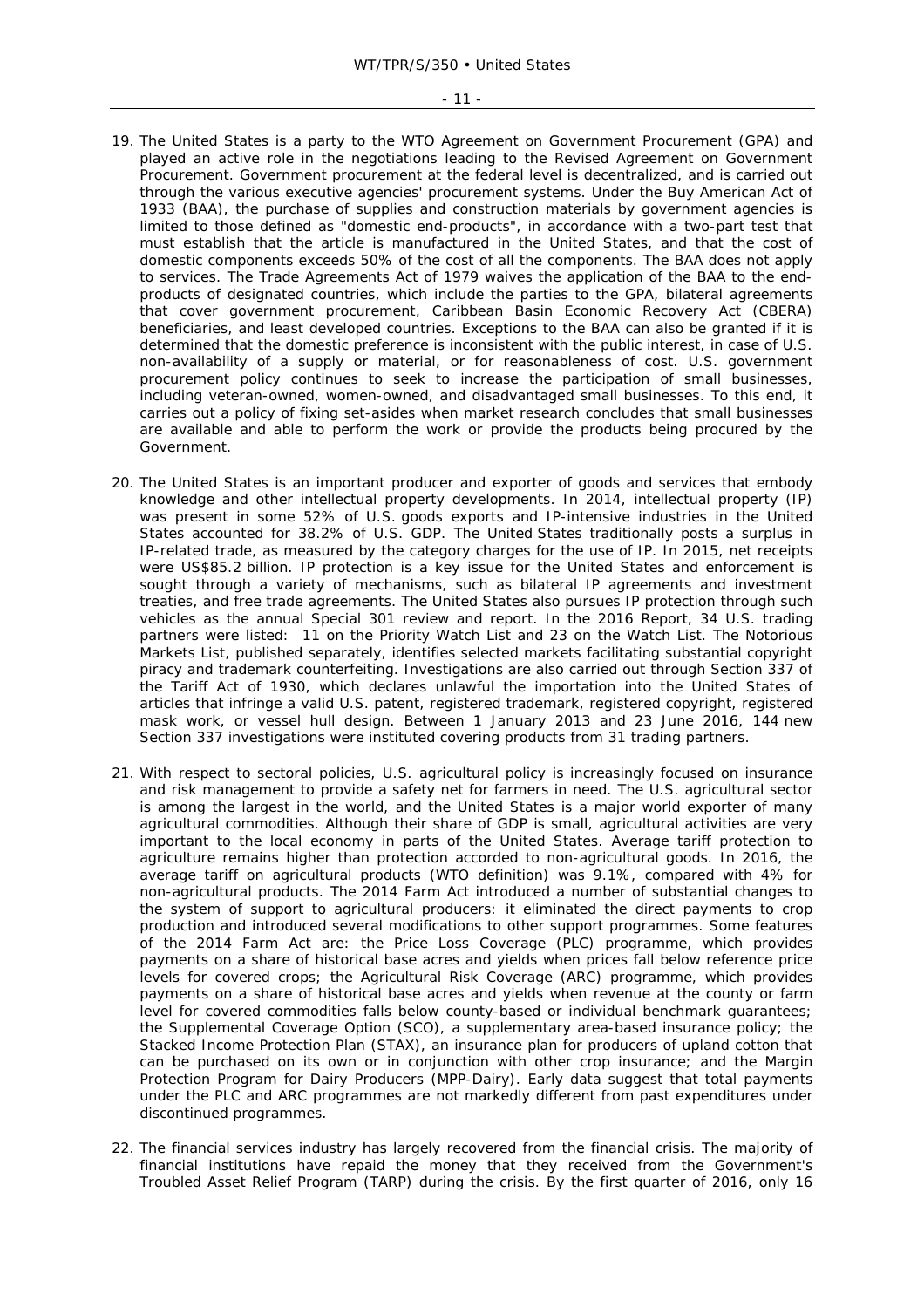19. The United States is a party to the WTO Agreement on Government Procurement (GPA) and played an active role in the negotiations leading to the Revised Agreement on Government Procurement. Government procurement at the federal level is decentralized, and is carried out through the various executive agencies' procurement systems. Under the Buy American Act of 1933 (BAA), the purchase of supplies and construction materials by government agencies is limited to those defined as "domestic end-products", in accordance with a two-part test that must establish that the article is manufactured in the United States, and that the cost of domestic components exceeds 50% of the cost of all the components. The BAA does not apply to services. The Trade Agreements Act of 1979 waives the application of the BAA to the end-products of designated countries, which include the parties to the GPA, bilateral agreements that cover government procurement, Caribbean Basin Economic Recovery Act (CBERA) beneficiaries, and least developed countries. Exceptions to the BAA can also be granted if it is determined that the domestic preference is inconsistent with the public interest, in case of U.S. non-availability of a supply or material, or for reasonableness of cost. U.S. government procurement policy continues to seek to increase the participation of small businesses, including veteran-owned, women-owned, and disadvantaged small businesses. To this end, it carries out a policy of fixing set-asides when market research concludes that small businesses are available and able to perform the work or provide the products being procured by the Government.

20. The United States is an important producer and exporter of goods and services that embody knowledge and other intellectual property developments. In 2014, intellectual property (IP) was present in some 52% of U.S. goods exports and IP-intensive industries in the United States accounted for 38.2% of U.S. GDP. The United States traditionally posts a surplus in IP-related trade, as measured by the category charges for the use of IP. In 2015, net receipts were US$85.2 billion. IP protection is a key issue for the United States and enforcement is sought through a variety of mechanisms, such as bilateral IP agreements and investment treaties, and free trade agreements. The United States also pursues IP protection through such vehicles as the annual Special 301 review and report. In the 2016 Report, 34 U.S. trading partners were listed: 11 on the Priority Watch List and 23 on the Watch List. The Notorious Markets List, published separately, identifies selected markets facilitating substantial copyright piracy and trademark counterfeiting. Investigations are also carried out through Section 337 of the Tariff Act of 1930, which declares unlawful the importation into the United States of articles that infringe a valid U.S. patent, registered trademark, registered copyright, registered mask work, or vessel hull design. Between 1 January 2013 and 23 June 2016, 144 new Section 337 investigations were instituted covering products from 31 trading partners.

21. With respect to sectoral policies, U.S. agricultural policy is increasingly focused on insurance and risk management to provide a safety net for farmers in need. The U.S. agricultural sector is among the largest in the world, and the United States is a major world exporter of many agricultural commodities. Although their share of GDP is small, agricultural activities are very important to the local economy in parts of the United States. Average tariff protection to agriculture remains higher than protection accorded to non-agricultural goods. In 2016, the average tariff on agricultural products (WTO definition) was 9.1%, compared with 4% for non-agricultural products. The 2014 Farm Act introduced a number of substantial changes to the system of support to agricultural producers: it eliminated the direct payments to crop production and introduced several modifications to other support programmes. Some features of the 2014 Farm Act are: the Price Loss Coverage (PLC) programme, which provides payments on a share of historical base acres and yields when prices fall below reference price levels for covered crops; the Agricultural Risk Coverage (ARC) programme, which provides payments on a share of historical base acres and yields when revenue at the county or farm level for covered commodities falls below county-based or individual benchmark guarantees; the Supplemental Coverage Option (SCO), a supplementary area-based insurance policy; the Stacked Income Protection Plan (STAX), an insurance plan for producers of upland cotton that can be purchased on its own or in conjunction with other crop insurance; and the Margin Protection Program for Dairy Producers (MPP-Dairy). Early data suggest that total payments under the PLC and ARC programmes are not markedly different from past expenditures under discontinued programmes.

22. The financial services industry has largely recovered from the financial crisis. The majority of financial institutions have repaid the money that they received from the Government's Troubled Asset Relief Program (TARP) during the crisis. By the first quarter of 2016, only 16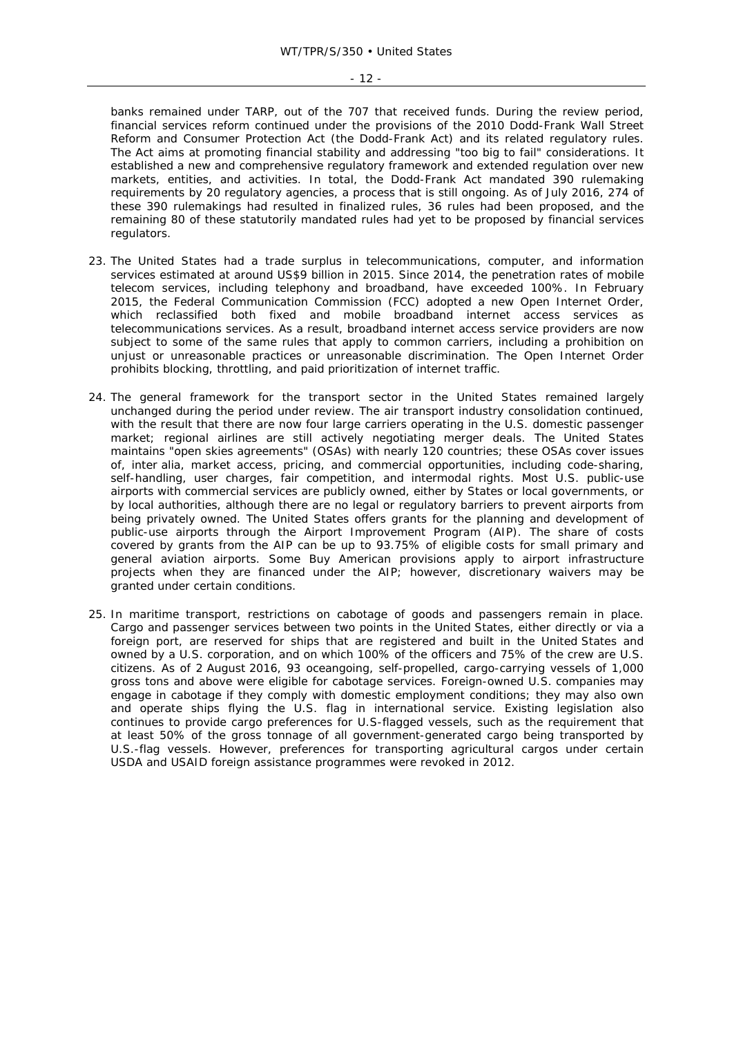banks remained under TARP, out of the 707 that received funds. During the review period, financial services reform continued under the provisions of the 2010 Dodd-Frank Wall Street Reform and Consumer Protection Act (the Dodd-Frank Act) and its related regulatory rules. The Act aims at promoting financial stability and addressing "too big to fail" considerations. It established a new and comprehensive regulatory framework and extended regulation over new markets, entities, and activities. In total, the Dodd-Frank Act mandated 390 rulemaking requirements by 20 regulatory agencies, a process that is still ongoing. As of July 2016, 274 of these 390 rulemakings had resulted in finalized rules, 36 rules had been proposed, and the remaining 80 of these statutorily mandated rules had yet to be proposed by financial services regulators.

23. The United States had a trade surplus in telecommunications, computer, and information services estimated at around US$9 billion in 2015. Since 2014, the penetration rates of mobile telecom services, including telephony and broadband, have exceeded 100%. In February 2015, the Federal Communication Commission (FCC) adopted a new Open Internet Order, which reclassified both fixed and mobile broadband internet access services as telecommunications services. As a result, broadband internet access service providers are now subject to some of the same rules that apply to common carriers, including a prohibition on unjust or unreasonable practices or unreasonable discrimination. The Open Internet Order prohibits blocking, throttling, and paid prioritization of internet traffic.

24. The general framework for the transport sector in the United States remained largely unchanged during the period under review. The air transport industry consolidation continued, with the result that there are now four large carriers operating in the U.S. domestic passenger market; regional airlines are still actively negotiating merger deals. The United States maintains "open skies agreements" (OSAs) with nearly 120 countries; these OSAs cover issues of, *inter alia*, market access, pricing, and commercial opportunities, including code-sharing, self-handling, user charges, fair competition, and intermodal rights. Most U.S. public-use airports with commercial services are publicly owned, either by States or local governments, or by local authorities, although there are no legal or regulatory barriers to prevent airports from being privately owned. The United States offers grants for the planning and development of public-use airports through the Airport Improvement Program (AIP). The share of costs covered by grants from the AIP can be up to 93.75% of eligible costs for small primary and general aviation airports. Some Buy American provisions apply to airport infrastructure projects when they are financed under the AIP; however, discretionary waivers may be granted under certain conditions.

25. In maritime transport, restrictions on cabotage of goods and passengers remain in place. Cargo and passenger services between two points in the United States, either directly or via a foreign port, are reserved for ships that are registered and built in the United States and owned by a U.S. corporation, and on which 100% of the officers and 75% of the crew are U.S. citizens. As of 2 August 2016, 93 oceangoing, self-propelled, cargo-carrying vessels of 1,000 gross tons and above were eligible for cabotage services. Foreign-owned U.S. companies may engage in cabotage if they comply with domestic employment conditions; they may also own and operate ships flying the U.S. flag in international service. Existing legislation also continues to provide cargo preferences for U.S-flagged vessels, such as the requirement that at least 50% of the gross tonnage of all government-generated cargo being transported by U.S.-flag vessels. However, preferences for transporting agricultural cargos under certain USDA and USAID foreign assistance programmes were revoked in 2012.